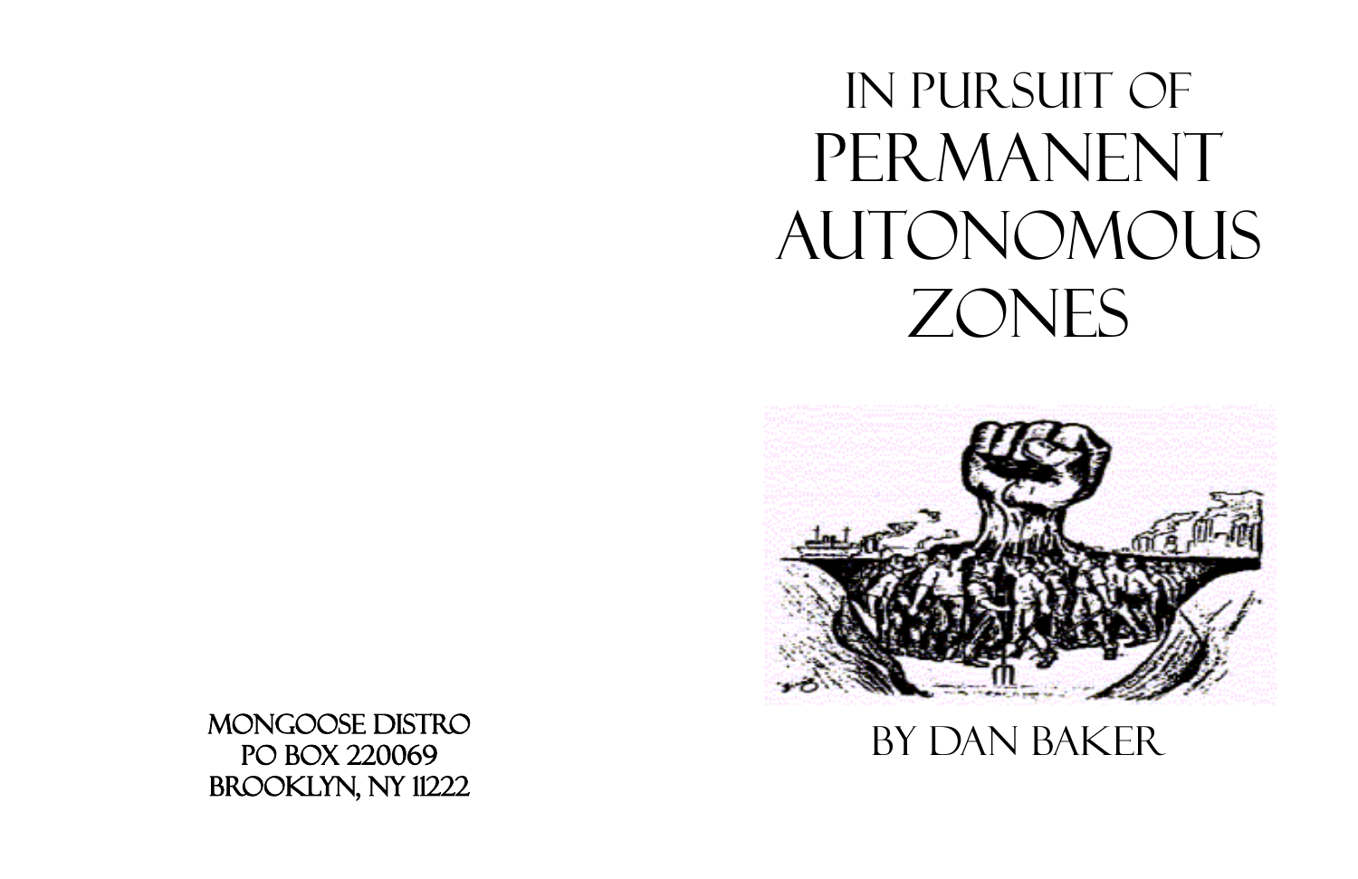# In Pursuit of Permanent Autonomous Zones

By Dan Baker

Mongoose Distro
PO Box 220069
Brooklyn, NY 11222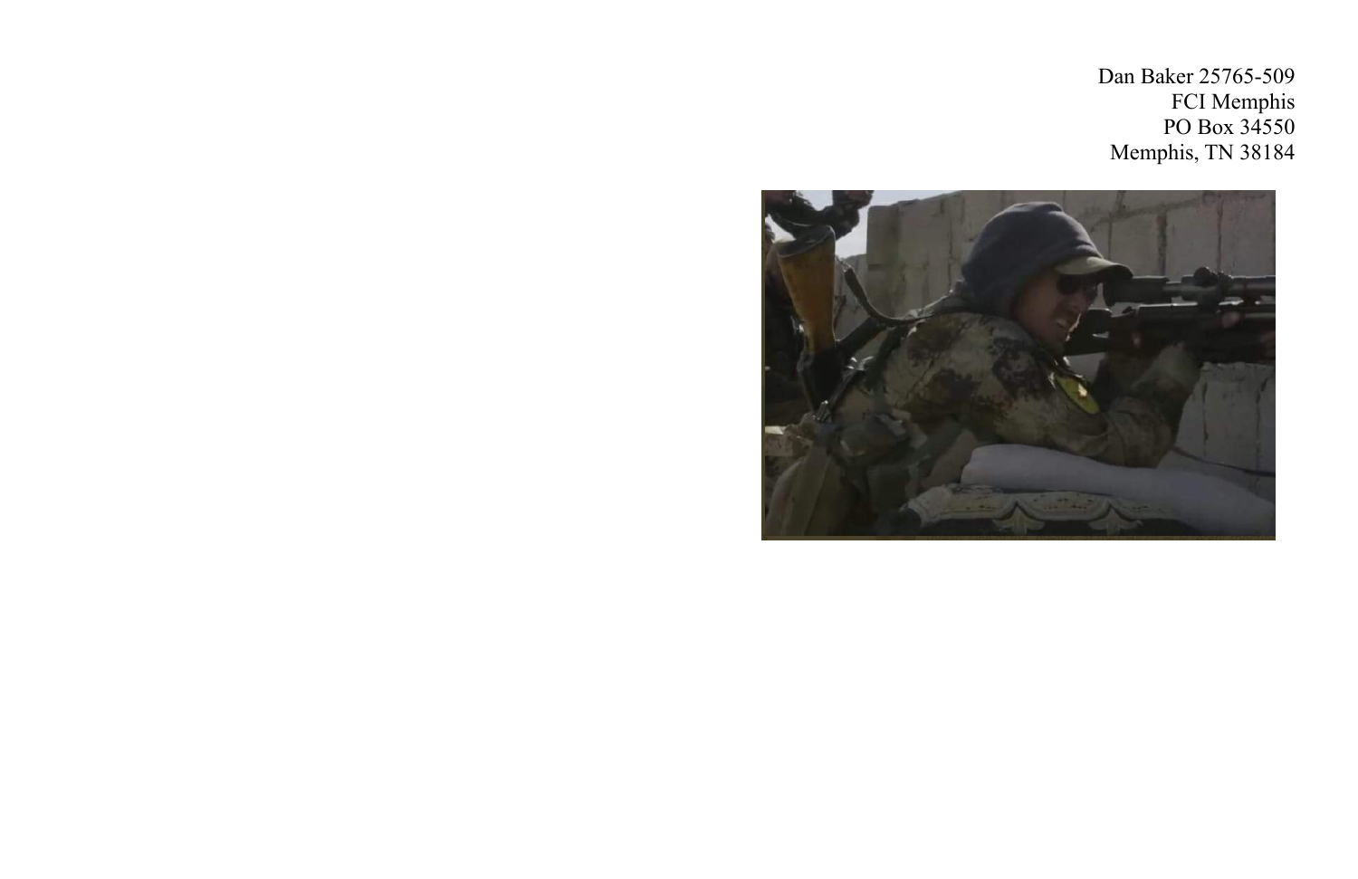Dan Baker 25765-509
FCI Memphis
PO Box 34550
Memphis, TN 38184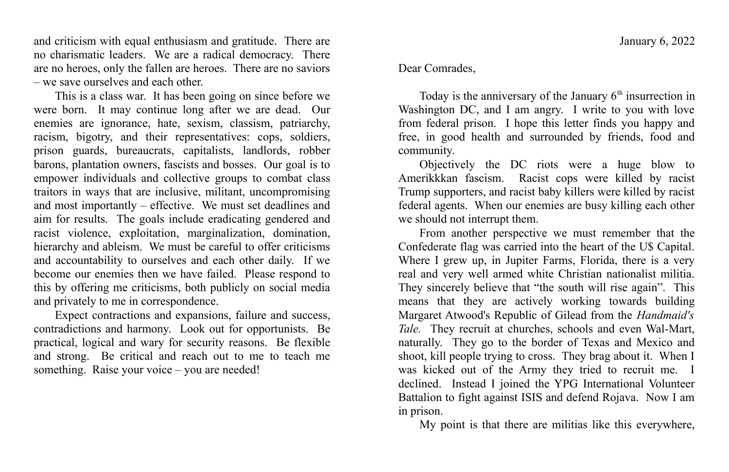and criticism with equal enthusiasm and gratitude. There are no charismatic leaders. We are a radical democracy. There are no heroes, only the fallen are heroes. There are no saviors – we save ourselves and each other.

This is a class war. It has been going on since before we were born. It may continue long after we are dead. Our enemies are ignorance, hate, sexism, classism, patriarchy, racism, bigotry, and their representatives: cops, soldiers, prison guards, bureaucrats, capitalists, landlords, robber barons, plantation owners, fascists and bosses. Our goal is to empower individuals and collective groups to combat class traitors in ways that are inclusive, militant, uncompromising and most importantly – effective. We must set deadlines and aim for results. The goals include eradicating gendered and racist violence, exploitation, marginalization, domination, hierarchy and ableism. We must be careful to offer criticisms and accountability to ourselves and each other daily. If we become our enemies then we have failed. Please respond to this by offering me criticisms, both publicly on social media and privately to me in correspondence.

Expect contractions and expansions, failure and success, contradictions and harmony. Look out for opportunists. Be practical, logical and wary for security reasons. Be flexible and strong. Be critical and reach out to me to teach me something. Raise your voice – you are needed!

January 6, 2022

Dear Comrades,

Today is the anniversary of the January 6th insurrection in Washington DC, and I am angry. I write to you with love from federal prison. I hope this letter finds you happy and free, in good health and surrounded by friends, food and community.

Objectively the DC riots were a huge blow to Amerikkkan fascism. Racist cops were killed by racist Trump supporters, and racist baby killers were killed by racist federal agents. When our enemies are busy killing each other we should not interrupt them.

From another perspective we must remember that the Confederate flag was carried into the heart of the U$ Capital. Where I grew up, in Jupiter Farms, Florida, there is a very real and very well armed white Christian nationalist militia. They sincerely believe that "the south will rise again". This means that they are actively working towards building Margaret Atwood's Republic of Gilead from the *Handmaid's Tale.* They recruit at churches, schools and even Wal-Mart, naturally. They go to the border of Texas and Mexico and shoot, kill people trying to cross. They brag about it. When I was kicked out of the Army they tried to recruit me. I declined. Instead I joined the YPG International Volunteer Battalion to fight against ISIS and defend Rojava. Now I am in prison.

My point is that there are militias like this everywhere,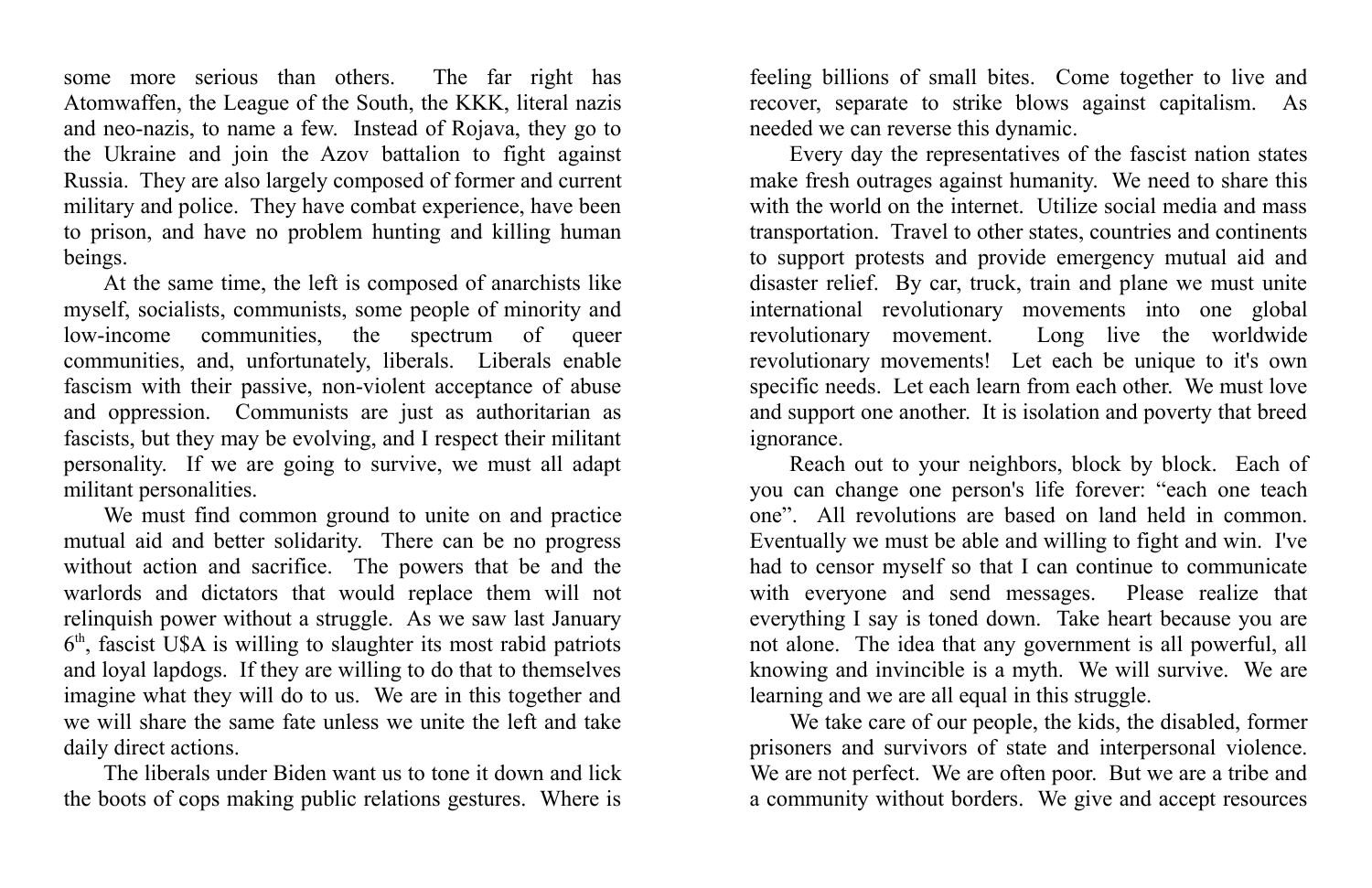some more serious than others. The far right has Atomwaffen, the League of the South, the KKK, literal nazis and neo-nazis, to name a few. Instead of Rojava, they go to the Ukraine and join the Azov battalion to fight against Russia. They are also largely composed of former and current military and police. They have combat experience, have been to prison, and have no problem hunting and killing human beings.

At the same time, the left is composed of anarchists like myself, socialists, communists, some people of minority and low-income communities, the spectrum of queer communities, and, unfortunately, liberals. Liberals enable fascism with their passive, non-violent acceptance of abuse and oppression. Communists are just as authoritarian as fascists, but they may be evolving, and I respect their militant personality. If we are going to survive, we must all adapt militant personalities.

We must find common ground to unite on and practice mutual aid and better solidarity. There can be no progress without action and sacrifice. The powers that be and the warlords and dictators that would replace them will not relinquish power without a struggle. As we saw last January 6th, fascist U$A is willing to slaughter its most rabid patriots and loyal lapdogs. If they are willing to do that to themselves imagine what they will do to us. We are in this together and we will share the same fate unless we unite the left and take daily direct actions.

The liberals under Biden want us to tone it down and lick the boots of cops making public relations gestures. Where is feeling billions of small bites. Come together to live and recover, separate to strike blows against capitalism. As needed we can reverse this dynamic.

Every day the representatives of the fascist nation states make fresh outrages against humanity. We need to share this with the world on the internet. Utilize social media and mass transportation. Travel to other states, countries and continents to support protests and provide emergency mutual aid and disaster relief. By car, truck, train and plane we must unite international revolutionary movements into one global revolutionary movement. Long live the worldwide revolutionary movements! Let each be unique to it's own specific needs. Let each learn from each other. We must love and support one another. It is isolation and poverty that breed ignorance.

Reach out to your neighbors, block by block. Each of you can change one person's life forever: “each one teach one”. All revolutions are based on land held in common. Eventually we must be able and willing to fight and win. I've had to censor myself so that I can continue to communicate with everyone and send messages. Please realize that everything I say is toned down. Take heart because you are not alone. The idea that any government is all powerful, all knowing and invincible is a myth. We will survive. We are learning and we are all equal in this struggle.

We take care of our people, the kids, the disabled, former prisoners and survivors of state and interpersonal violence. We are not perfect. We are often poor. But we are a tribe and a community without borders. We give and accept resources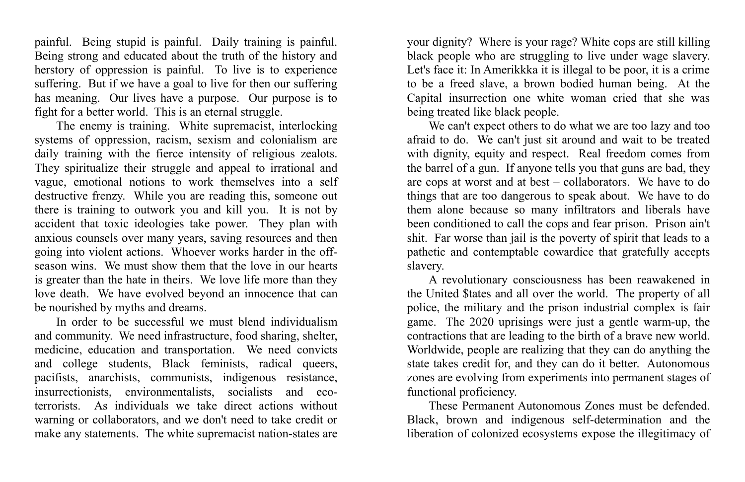painful. Being stupid is painful. Daily training is painful. Being strong and educated about the truth of the history and herstory of oppression is painful. To live is to experience suffering. But if we have a goal to live for then our suffering has meaning. Our lives have a purpose. Our purpose is to fight for a better world. This is an eternal struggle.

The enemy is training. White supremacist, interlocking systems of oppression, racism, sexism and colonialism are daily training with the fierce intensity of religious zealots. They spiritualize their struggle and appeal to irrational and vague, emotional notions to work themselves into a self destructive frenzy. While you are reading this, someone out there is training to outwork you and kill you. It is not by accident that toxic ideologies take power. They plan with anxious counsels over many years, saving resources and then going into violent actions. Whoever works harder in the off-season wins. We must show them that the love in our hearts is greater than the hate in theirs. We love life more than they love death. We have evolved beyond an innocence that can be nourished by myths and dreams.

In order to be successful we must blend individualism and community. We need infrastructure, food sharing, shelter, medicine, education and transportation. We need convicts and college students, Black feminists, radical queers, pacifists, anarchists, communists, indigenous resistance, insurrectionists, environmentalists, socialists and eco-terrorists. As individuals we take direct actions without warning or collaborators, and we don't need to take credit or make any statements. The white supremacist nation-states are your dignity? Where is your rage? White cops are still killing black people who are struggling to live under wage slavery. Let's face it: In Amerikkka it is illegal to be poor, it is a crime to be a freed slave, a brown bodied human being. At the Capital insurrection one white woman cried that she was being treated like black people.

We can't expect others to do what we are too lazy and too afraid to do. We can't just sit around and wait to be treated with dignity, equity and respect. Real freedom comes from the barrel of a gun. If anyone tells you that guns are bad, they are cops at worst and at best – collaborators. We have to do things that are too dangerous to speak about. We have to do them alone because so many infiltrators and liberals have been conditioned to call the cops and fear prison. Prison ain't shit. Far worse than jail is the poverty of spirit that leads to a pathetic and contemptable cowardice that gratefully accepts slavery.

A revolutionary consciousness has been reawakened in the United $tates and all over the world. The property of all police, the military and the prison industrial complex is fair game. The 2020 uprisings were just a gentle warm-up, the contractions that are leading to the birth of a brave new world. Worldwide, people are realizing that they can do anything the state takes credit for, and they can do it better. Autonomous zones are evolving from experiments into permanent stages of functional proficiency.

These Permanent Autonomous Zones must be defended. Black, brown and indigenous self-determination and the liberation of colonized ecosystems expose the illegitimacy of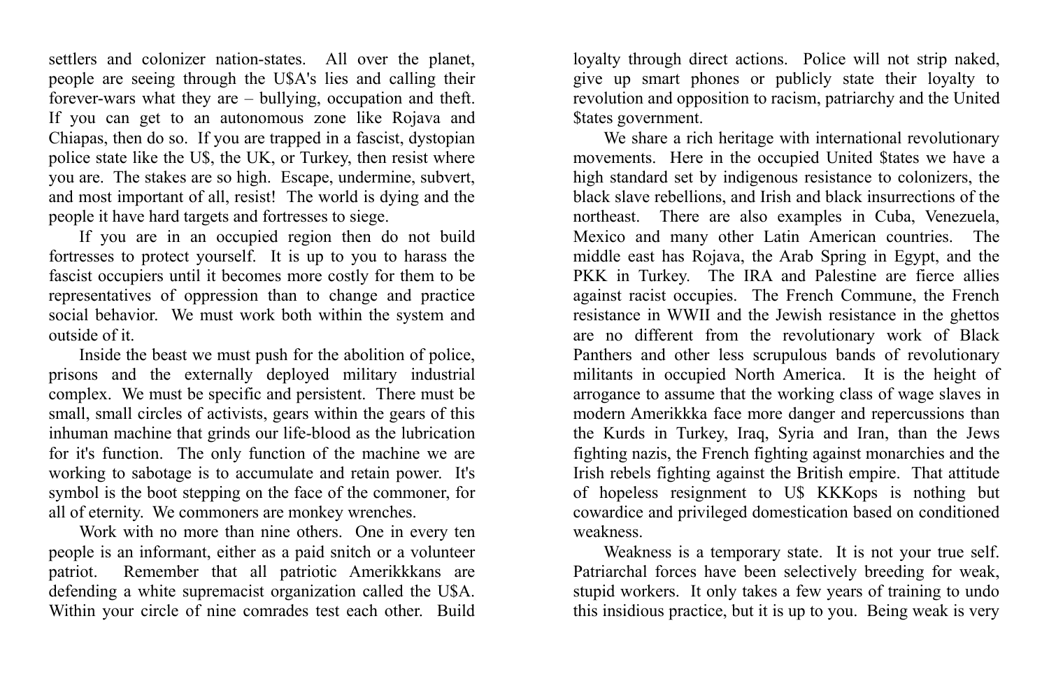settlers and colonizer nation-states. All over the planet, people are seeing through the U$A's lies and calling their forever-wars what they are – bullying, occupation and theft. If you can get to an autonomous zone like Rojava and Chiapas, then do so. If you are trapped in a fascist, dystopian police state like the U$, the UK, or Turkey, then resist where you are. The stakes are so high. Escape, undermine, subvert, and most important of all, resist! The world is dying and the people it have hard targets and fortresses to siege.

If you are in an occupied region then do not build fortresses to protect yourself. It is up to you to harass the fascist occupiers until it becomes more costly for them to be representatives of oppression than to change and practice social behavior. We must work both within the system and outside of it.

Inside the beast we must push for the abolition of police, prisons and the externally deployed military industrial complex. We must be specific and persistent. There must be small, small circles of activists, gears within the gears of this inhuman machine that grinds our life-blood as the lubrication for it's function. The only function of the machine we are working to sabotage is to accumulate and retain power. It's symbol is the boot stepping on the face of the commoner, for all of eternity. We commoners are monkey wrenches.

Work with no more than nine others. One in every ten people is an informant, either as a paid snitch or a volunteer patriot. Remember that all patriotic Amerikkkans are defending a white supremacist organization called the U$A. Within your circle of nine comrades test each other. Build loyalty through direct actions. Police will not strip naked, give up smart phones or publicly state their loyalty to revolution and opposition to racism, patriarchy and the United $tates government.

We share a rich heritage with international revolutionary movements. Here in the occupied United $tates we have a high standard set by indigenous resistance to colonizers, the black slave rebellions, and Irish and black insurrections of the northeast. There are also examples in Cuba, Venezuela, Mexico and many other Latin American countries. The middle east has Rojava, the Arab Spring in Egypt, and the PKK in Turkey. The IRA and Palestine are fierce allies against racist occupies. The French Commune, the French resistance in WWII and the Jewish resistance in the ghettos are no different from the revolutionary work of Black Panthers and other less scrupulous bands of revolutionary militants in occupied North America. It is the height of arrogance to assume that the working class of wage slaves in modern Amerikkka face more danger and repercussions than the Kurds in Turkey, Iraq, Syria and Iran, than the Jews fighting nazis, the French fighting against monarchies and the Irish rebels fighting against the British empire. That attitude of hopeless resignment to U$ KKKops is nothing but cowardice and privileged domestication based on conditioned weakness.

Weakness is a temporary state. It is not your true self. Patriarchal forces have been selectively breeding for weak, stupid workers. It only takes a few years of training to undo this insidious practice, but it is up to you. Being weak is very